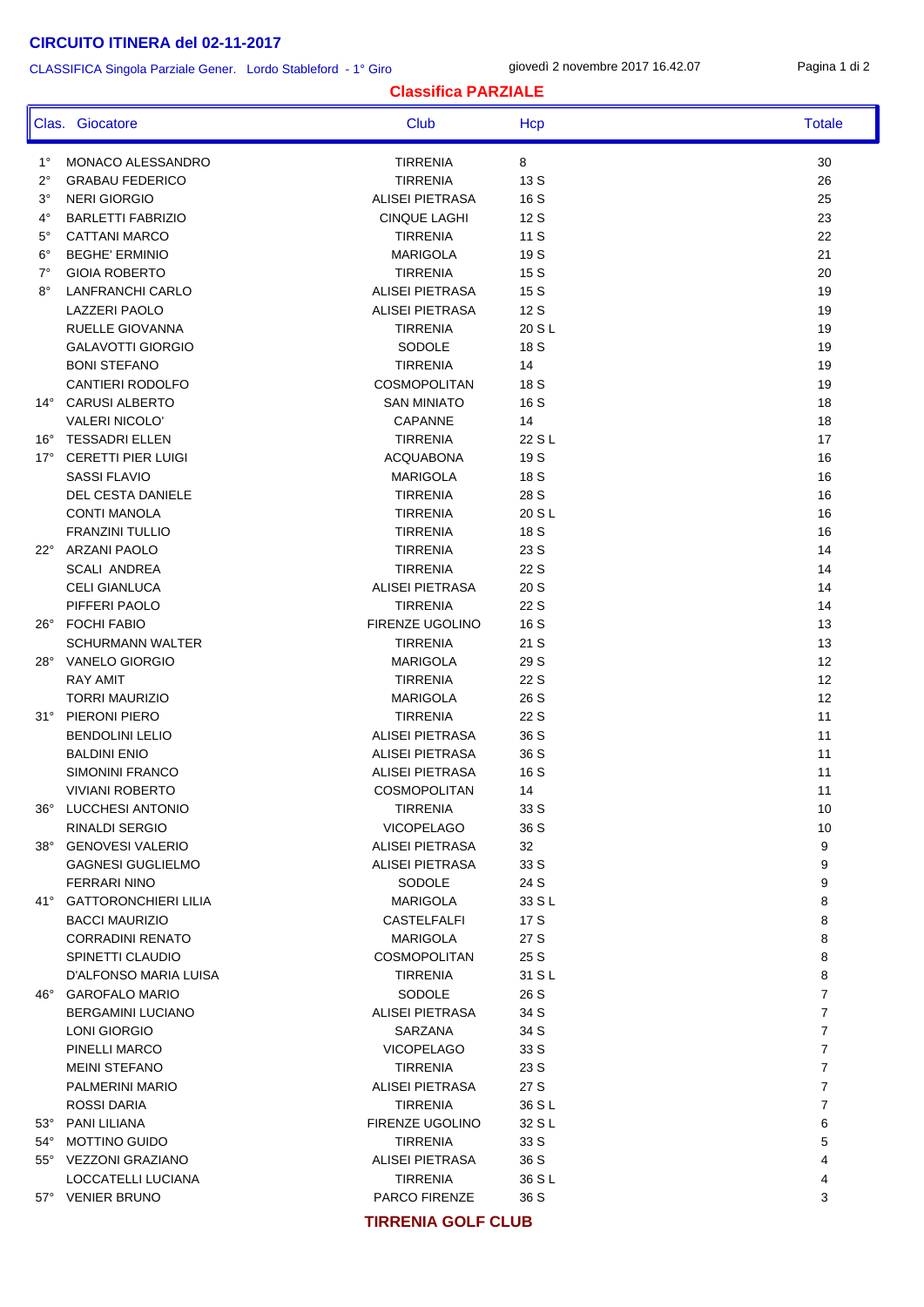# CIRCUITO ITINERA del 02-11-2017

CLASSIFICA Singola Parziale Gener. Lordo Stableford - 1° Giro

giovedì 2 novembre 2017 16.42.07

## Classifica PARZIALE

| Clas. | Giocatore | Club | Hcp | Totale |
|---|---|---|---|---|
| 1° | MONACO ALESSANDRO | TIRRENIA | 8 | 30 |
| 2° | GRABAU FEDERICO | TIRRENIA | 13 S | 26 |
| 3° | NERI GIORGIO | ALISEI PIETRASA | 16 S | 25 |
| 4° | BARLETTI FABRIZIO | CINQUE LAGHI | 12 S | 23 |
| 5° | CATTANI MARCO | TIRRENIA | 11 S | 22 |
| 6° | BEGHE' ERMINIO | MARIGOLA | 19 S | 21 |
| 7° | GIOIA ROBERTO | TIRRENIA | 15 S | 20 |
| 8° | LANFRANCHI CARLO | ALISEI PIETRASA | 15 S | 19 |
| | LAZZERI PAOLO | ALISEI PIETRASA | 12 S | 19 |
| | RUELLE GIOVANNA | TIRRENIA | 20 S L | 19 |
| | GALAVOTTI GIORGIO | SODOLE | 18 S | 19 |
| | BONI STEFANO | TIRRENIA | 14 | 19 |
| | CANTIERI RODOLFO | COSMOPOLITAN | 18 S | 19 |
| 14° | CARUSI ALBERTO | SAN MINIATO | 16 S | 18 |
| | VALERI NICOLO' | CAPANNE | 14 | 18 |
| 16° | TESSADRI ELLEN | TIRRENIA | 22 S L | 17 |
| 17° | CERETTI PIER LUIGI | ACQUABONA | 19 S | 16 |
| | SASSI FLAVIO | MARIGOLA | 18 S | 16 |
| | DEL CESTA DANIELE | TIRRENIA | 28 S | 16 |
| | CONTI MANOLA | TIRRENIA | 20 S L | 16 |
| | FRANZINI TULLIO | TIRRENIA | 18 S | 16 |
| 22° | ARZANI PAOLO | TIRRENIA | 23 S | 14 |
| | SCALI ANDREA | TIRRENIA | 22 S | 14 |
| | CELI GIANLUCA | ALISEI PIETRASA | 20 S | 14 |
| | PIFFERI PAOLO | TIRRENIA | 22 S | 14 |
| 26° | FOCHI FABIO | FIRENZE UGOLINO | 16 S | 13 |
| | SCHURMANN WALTER | TIRRENIA | 21 S | 13 |
| 28° | VANELO GIORGIO | MARIGOLA | 29 S | 12 |
| | RAY AMIT | TIRRENIA | 22 S | 12 |
| | TORRI MAURIZIO | MARIGOLA | 26 S | 12 |
| 31° | PIERONI PIERO | TIRRENIA | 22 S | 11 |
| | BENDOLINI LELIO | ALISEI PIETRASA | 36 S | 11 |
| | BALDINI ENIO | ALISEI PIETRASA | 36 S | 11 |
| | SIMONINI FRANCO | ALISEI PIETRASA | 16 S | 11 |
| | VIVIANI ROBERTO | COSMOPOLITAN | 14 | 11 |
| 36° | LUCCHESI ANTONIO | TIRRENIA | 33 S | 10 |
| | RINALDI SERGIO | VICOPELAGO | 36 S | 10 |
| 38° | GENOVESI VALERIO | ALISEI PIETRASA | 32 | 9 |
| | GAGNESI GUGLIELMO | ALISEI PIETRASA | 33 S | 9 |
| | FERRARI NINO | SODOLE | 24 S | 9 |
| 41° | GATTORONCHIERI LILIA | MARIGOLA | 33 S L | 8 |
| | BACCI MAURIZIO | CASTELFALFI | 17 S | 8 |
| | CORRADINI RENATO | MARIGOLA | 27 S | 8 |
| | SPINETTI CLAUDIO | COSMOPOLITAN | 25 S | 8 |
| | D'ALFONSO MARIA LUISA | TIRRENIA | 31 S L | 8 |
| 46° | GAROFALO MARIO | SODOLE | 26 S | 7 |
| | BERGAMINI LUCIANO | ALISEI PIETRASA | 34 S | 7 |
| | LONI GIORGIO | SARZANA | 34 S | 7 |
| | PINELLI MARCO | VICOPELAGO | 33 S | 7 |
| | MEINI STEFANO | TIRRENIA | 23 S | 7 |
| | PALMERINI MARIO | ALISEI PIETRASA | 27 S | 7 |
| | ROSSI DARIA | TIRRENIA | 36 S L | 7 |
| 53° | PANI LILIANA | FIRENZE UGOLINO | 32 S L | 6 |
| 54° | MOTTINO GUIDO | TIRRENIA | 33 S | 5 |
| 55° | VEZZONI GRAZIANO | ALISEI PIETRASA | 36 S | 4 |
| | LOCCATELLI LUCIANA | TIRRENIA | 36 S L | 4 |
| 57° | VENIER BRUNO | PARCO FIRENZE | 36 S | 3 |

**TIRRENIA GOLF CLUB**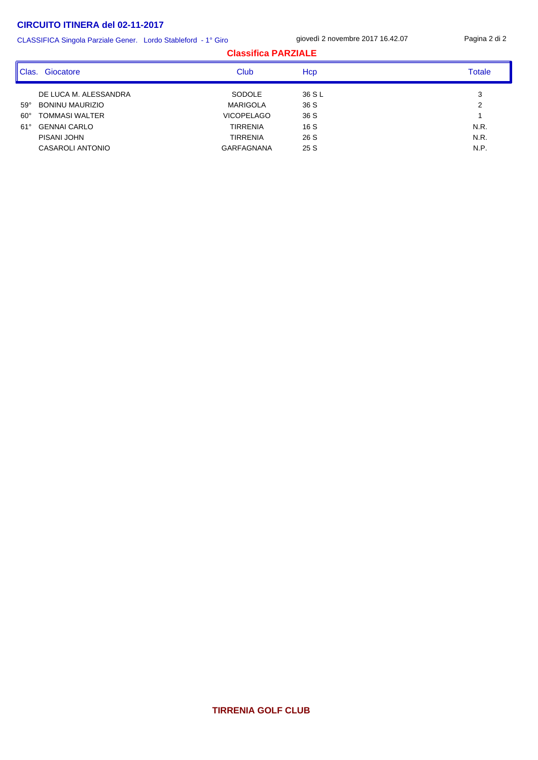## CIRCUITO ITINERA del 02-11-2017

CLASSIFICA Singola Parziale Gener. Lordo Stableford - 1° Giro

giovedì 2 novembre 2017 16.42.07

### Classifica PARZIALE

| Clas. | Giocatore | Club | Hcp | Totale |
|---|---|---|---|---|
| | DE LUCA M. ALESSANDRA | SODOLE | 36 S L | 3 |
| 59° | BONINU MAURIZIO | MARIGOLA | 36 S | 2 |
| 60° | TOMMASI WALTER | VICOPELAGO | 36 S | 1 |
| 61° | GENNAI CARLO | TIRRENIA | 16 S | N.R. |
| | PISANI JOHN | TIRRENIA | 26 S | N.R. |
| | CASAROLI ANTONIO | GARFAGNANA | 25 S | N.P. |

**TIRRENIA GOLF CLUB**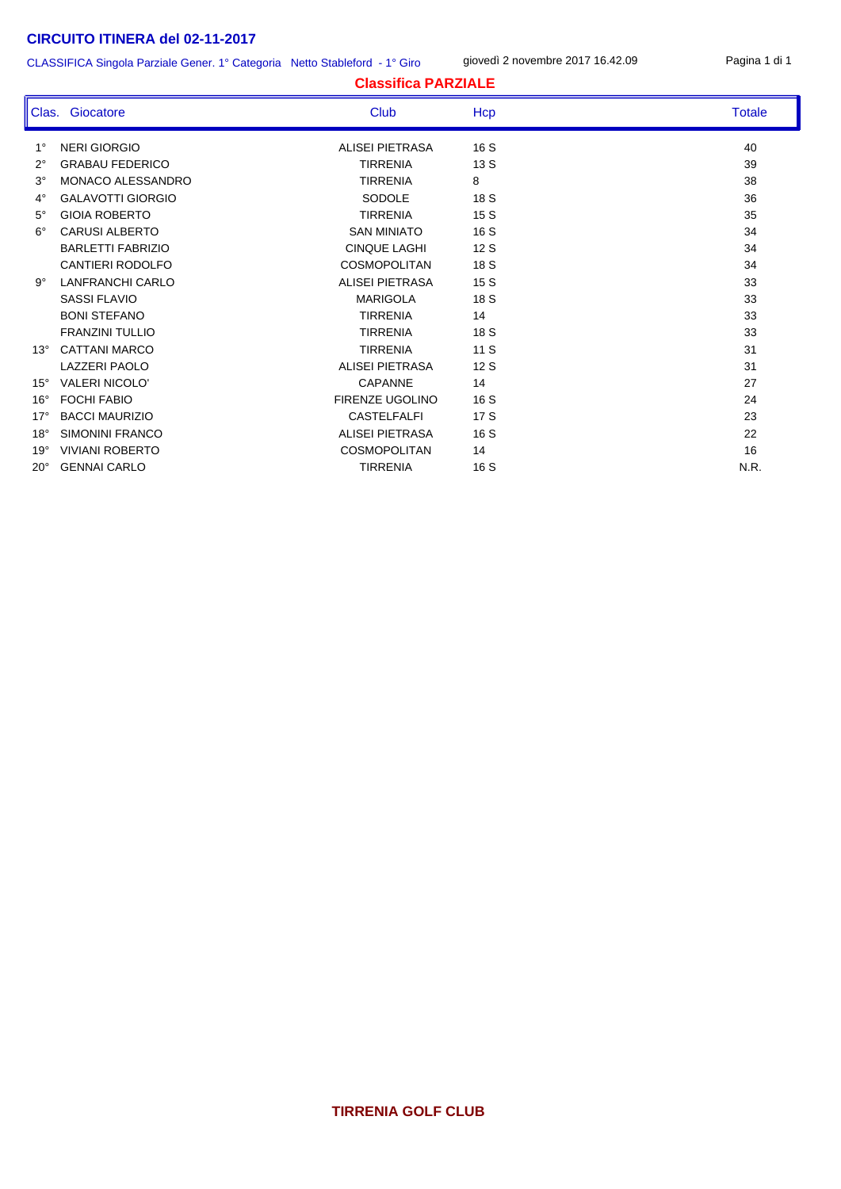# CIRCUITO ITINERA del 02-11-2017

CLASSIFICA Singola Parziale Gener. 1° Categoria Netto Stableford - 1° Giro

giovedì 2 novembre 2017 16.42.09

## Classifica PARZIALE

| Clas. | Giocatore | Club | Hcp | Totale |
|---|---|---|---|---|
| 1° | NERI GIORGIO | ALISEI PIETRASA | 16 S | 40 |
| 2° | GRABAU FEDERICO | TIRRENIA | 13 S | 39 |
| 3° | MONACO ALESSANDRO | TIRRENIA | 8 | 38 |
| 4° | GALAVOTTI GIORGIO | SODOLE | 18 S | 36 |
| 5° | GIOIA ROBERTO | TIRRENIA | 15 S | 35 |
| 6° | CARUSI ALBERTO | SAN MINIATO | 16 S | 34 |
| | BARLETTI FABRIZIO | CINQUE LAGHI | 12 S | 34 |
| | CANTIERI RODOLFO | COSMOPOLITAN | 18 S | 34 |
| 9° | LANFRANCHI CARLO | ALISEI PIETRASA | 15 S | 33 |
| | SASSI FLAVIO | MARIGOLA | 18 S | 33 |
| | BONI STEFANO | TIRRENIA | 14 | 33 |
| | FRANZINI TULLIO | TIRRENIA | 18 S | 33 |
| 13° | CATTANI MARCO | TIRRENIA | 11 S | 31 |
| | LAZZERI PAOLO | ALISEI PIETRASA | 12 S | 31 |
| 15° | VALERI NICOLO' | CAPANNE | 14 | 27 |
| 16° | FOCHI FABIO | FIRENZE UGOLINO | 16 S | 24 |
| 17° | BACCI MAURIZIO | CASTELFALFI | 17 S | 23 |
| 18° | SIMONINI FRANCO | ALISEI PIETRASA | 16 S | 22 |
| 19° | VIVIANI ROBERTO | COSMOPOLITAN | 14 | 16 |
| 20° | GENNAI CARLO | TIRRENIA | 16 S | N.R. |

**TIRRENIA GOLF CLUB**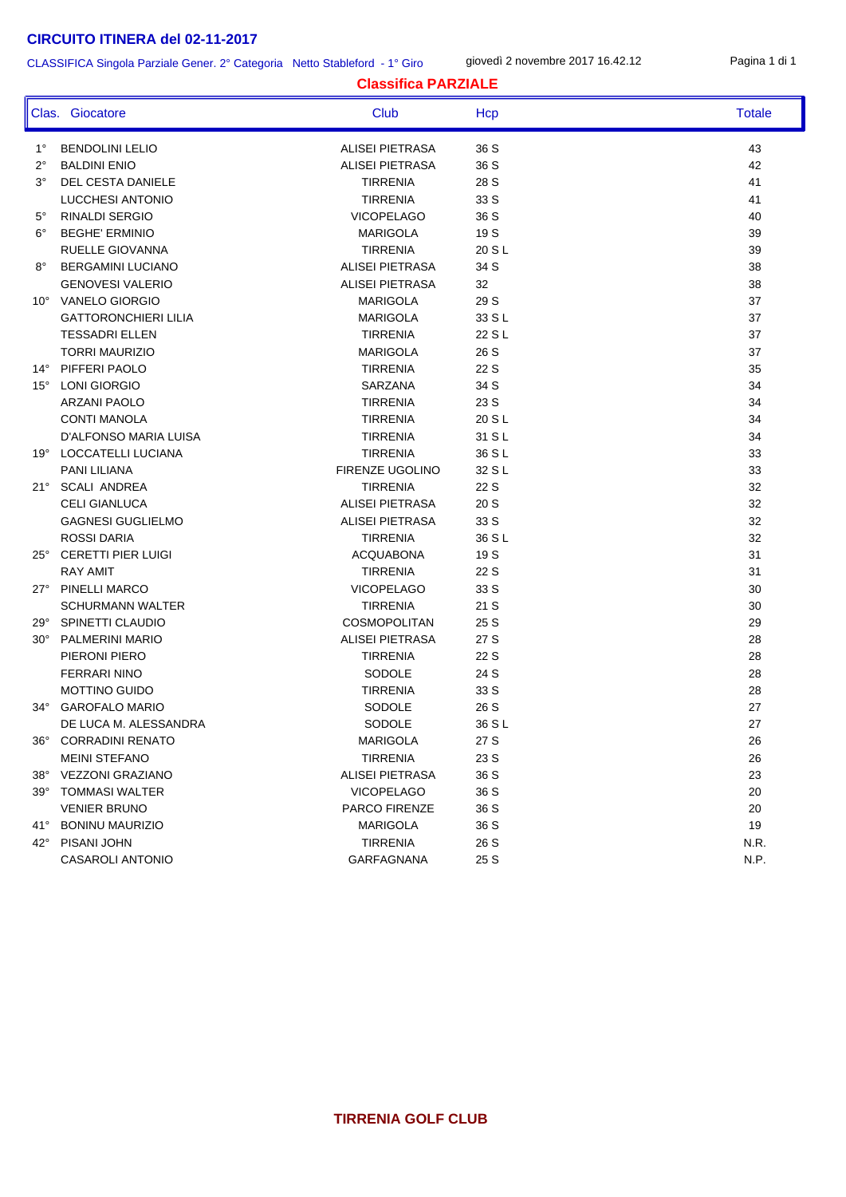# CIRCUITO ITINERA del 02-11-2017

CLASSIFICA Singola Parziale Gener. 2° Categoria Netto Stableford - 1° Giro

giovedì 2 novembre 2017 16.42.12

## Classifica PARZIALE

| Clas. | Giocatore | Club | Hcp | Totale |
|---|---|---|---|---|
| 1° | BENDOLINI LELIO | ALISEI PIETRASA | 36 S | 43 |
| 2° | BALDINI ENIO | ALISEI PIETRASA | 36 S | 42 |
| 3° | DEL CESTA DANIELE | TIRRENIA | 28 S | 41 |
| | LUCCHESI ANTONIO | TIRRENIA | 33 S | 41 |
| 5° | RINALDI SERGIO | VICOPELAGO | 36 S | 40 |
| 6° | BEGHE' ERMINIO | MARIGOLA | 19 S | 39 |
| | RUELLE GIOVANNA | TIRRENIA | 20 S L | 39 |
| 8° | BERGAMINI LUCIANO | ALISEI PIETRASA | 34 S | 38 |
| | GENOVESI VALERIO | ALISEI PIETRASA | 32 | 38 |
| 10° | VANELO GIORGIO | MARIGOLA | 29 S | 37 |
| | GATTORONCHIERI LILIA | MARIGOLA | 33 S L | 37 |
| | TESSADRI ELLEN | TIRRENIA | 22 S L | 37 |
| | TORRI MAURIZIO | MARIGOLA | 26 S | 37 |
| 14° | PIFFERI PAOLO | TIRRENIA | 22 S | 35 |
| 15° | LONI GIORGIO | SARZANA | 34 S | 34 |
| | ARZANI PAOLO | TIRRENIA | 23 S | 34 |
| | CONTI MANOLA | TIRRENIA | 20 S L | 34 |
| | D'ALFONSO MARIA LUISA | TIRRENIA | 31 S L | 34 |
| 19° | LOCCATELLI LUCIANA | TIRRENIA | 36 S L | 33 |
| | PANI LILIANA | FIRENZE UGOLINO | 32 S L | 33 |
| 21° | SCALI ANDREA | TIRRENIA | 22 S | 32 |
| | CELI GIANLUCA | ALISEI PIETRASA | 20 S | 32 |
| | GAGNESI GUGLIELMO | ALISEI PIETRASA | 33 S | 32 |
| | ROSSI DARIA | TIRRENIA | 36 S L | 32 |
| 25° | CERETTI PIER LUIGI | ACQUABONA | 19 S | 31 |
| | RAY AMIT | TIRRENIA | 22 S | 31 |
| 27° | PINELLI MARCO | VICOPELAGO | 33 S | 30 |
| | SCHURMANN WALTER | TIRRENIA | 21 S | 30 |
| 29° | SPINETTI CLAUDIO | COSMOPOLITAN | 25 S | 29 |
| 30° | PALMERINI MARIO | ALISEI PIETRASA | 27 S | 28 |
| | PIERONI PIERO | TIRRENIA | 22 S | 28 |
| | FERRARI NINO | SODOLE | 24 S | 28 |
| | MOTTINO GUIDO | TIRRENIA | 33 S | 28 |
| 34° | GAROFALO MARIO | SODOLE | 26 S | 27 |
| | DE LUCA M. ALESSANDRA | SODOLE | 36 S L | 27 |
| 36° | CORRADINI RENATO | MARIGOLA | 27 S | 26 |
| | MEINI STEFANO | TIRRENIA | 23 S | 26 |
| 38° | VEZZONI GRAZIANO | ALISEI PIETRASA | 36 S | 23 |
| 39° | TOMMASI WALTER | VICOPELAGO | 36 S | 20 |
| | VENIER BRUNO | PARCO FIRENZE | 36 S | 20 |
| 41° | BONINU MAURIZIO | MARIGOLA | 36 S | 19 |
| 42° | PISANI JOHN | TIRRENIA | 26 S | N.R. |
| | CASAROLI ANTONIO | GARFAGNANA | 25 S | N.P. |

**TIRRENIA GOLF CLUB**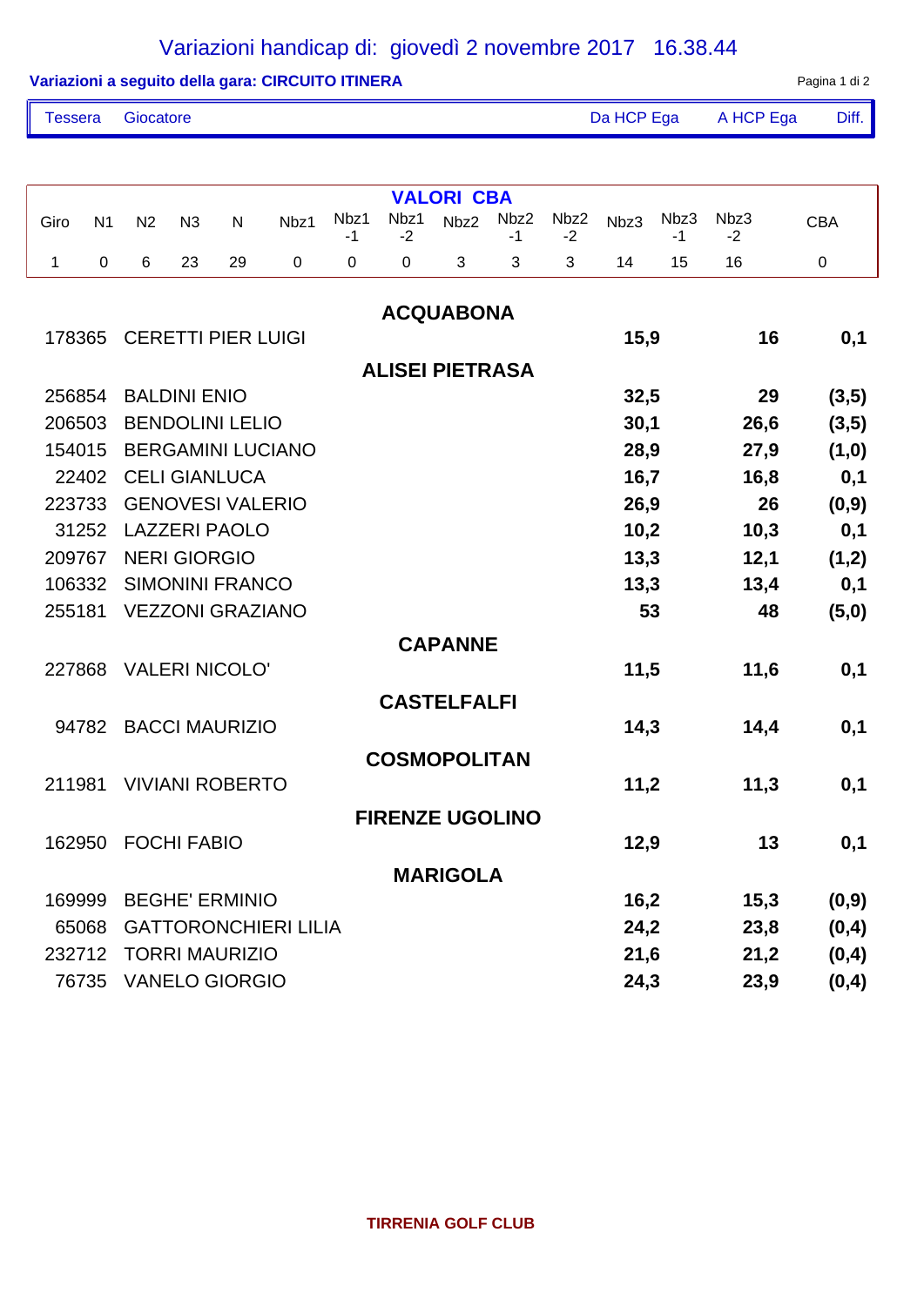# Variazioni handicap di: giovedì 2 novembre 2017 16.38.44

**Variazioni a seguito della gara: CIRCUITO ITINERA**

**VALORI CBA**

| Giro | N1 | N2 | N3 | N | Nbz1 | Nbz1 -1 | Nbz1 -2 | Nbz2 | Nbz2 -1 | Nbz2 -2 | Nbz3 | Nbz3 -1 | Nbz3 -2 | CBA |
|---|---|---|---|---|---|---|---|---|---|---|---|---|---|---|
| 1 | 0 | 6 | 23 | 29 | 0 | 0 | 0 | 3 | 3 | 3 | 14 | 15 | 16 | 0 |

| Tessera | Giocatore | Da HCP Ega | A HCP Ega | Diff. |
|---|---|---|---|---|
| | **ACQUABONA** | | | |
| 178365 | CERETTI PIER LUIGI | **15,9** | **16** | **0,1** |
| | **ALISEI PIETRASA** | | | |
| 256854 | BALDINI ENIO | **32,5** | **29** | **(3,5)** |
| 206503 | BENDOLINI LELIO | **30,1** | **26,6** | **(3,5)** |
| 154015 | BERGAMINI LUCIANO | **28,9** | **27,9** | **(1,0)** |
| 22402 | CELI GIANLUCA | **16,7** | **16,8** | **0,1** |
| 223733 | GENOVESI VALERIO | **26,9** | **26** | **(0,9)** |
| 31252 | LAZZERI PAOLO | **10,2** | **10,3** | **0,1** |
| 209767 | NERI GIORGIO | **13,3** | **12,1** | **(1,2)** |
| 106332 | SIMONINI FRANCO | **13,3** | **13,4** | **0,1** |
| 255181 | VEZZONI GRAZIANO | **53** | **48** | **(5,0)** |
| | **CAPANNE** | | | |
| 227868 | VALERI NICOLO' | **11,5** | **11,6** | **0,1** |
| | **CASTELFALFI** | | | |
| 94782 | BACCI MAURIZIO | **14,3** | **14,4** | **0,1** |
| | **COSMOPOLITAN** | | | |
| 211981 | VIVIANI ROBERTO | **11,2** | **11,3** | **0,1** |
| | **FIRENZE UGOLINO** | | | |
| 162950 | FOCHI FABIO | **12,9** | **13** | **0,1** |
| | **MARIGOLA** | | | |
| 169999 | BEGHE' ERMINIO | **16,2** | **15,3** | **(0,9)** |
| 65068 | GATTORONCHIERI LILIA | **24,2** | **23,8** | **(0,4)** |
| 232712 | TORRI MAURIZIO | **21,6** | **21,2** | **(0,4)** |
| 76735 | VANELO GIORGIO | **24,3** | **23,9** | **(0,4)** |

**TIRRENIA GOLF CLUB**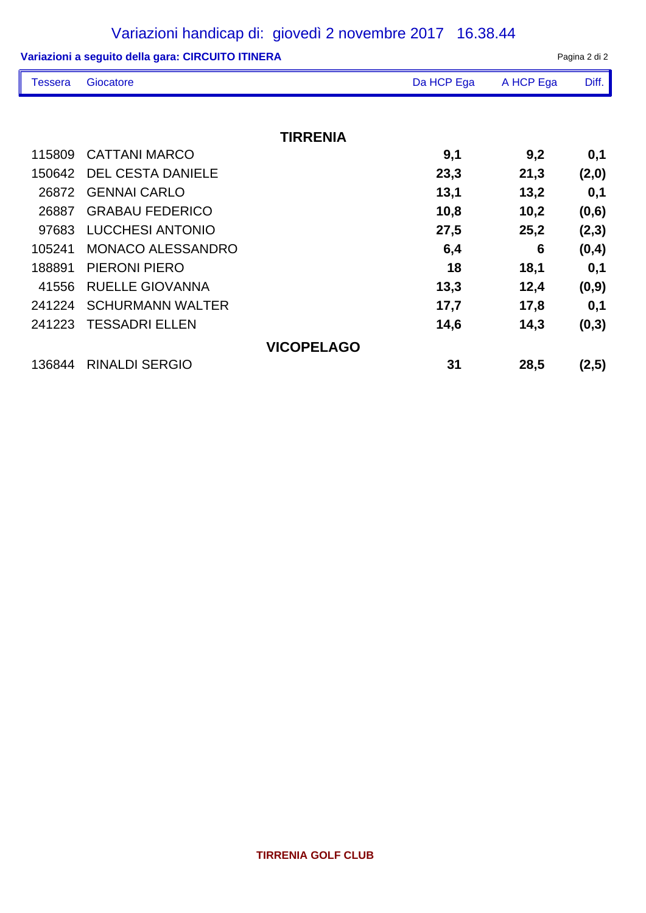# Variazioni handicap di: giovedì 2 novembre 2017 16.38.44

**Variazioni a seguito della gara: CIRCUITO ITINERA**

| Tessera | Giocatore | Da HCP Ega | A HCP Ega | Diff. |
|---|---|---|---|---|
| | **TIRRENIA** | | | |
| 115809 | CATTANI MARCO | **9,1** | **9,2** | **0,1** |
| 150642 | DEL CESTA DANIELE | **23,3** | **21,3** | **(2,0)** |
| 26872 | GENNAI CARLO | **13,1** | **13,2** | **0,1** |
| 26887 | GRABAU FEDERICO | **10,8** | **10,2** | **(0,6)** |
| 97683 | LUCCHESI ANTONIO | **27,5** | **25,2** | **(2,3)** |
| 105241 | MONACO ALESSANDRO | **6,4** | **6** | **(0,4)** |
| 188891 | PIERONI PIERO | **18** | **18,1** | **0,1** |
| 41556 | RUELLE GIOVANNA | **13,3** | **12,4** | **(0,9)** |
| 241224 | SCHURMANN WALTER | **17,7** | **17,8** | **0,1** |
| 241223 | TESSADRI ELLEN | **14,6** | **14,3** | **(0,3)** |
| | **VICOPELAGO** | | | |
| 136844 | RINALDI SERGIO | **31** | **28,5** | **(2,5)** |

**TIRRENIA GOLF CLUB**